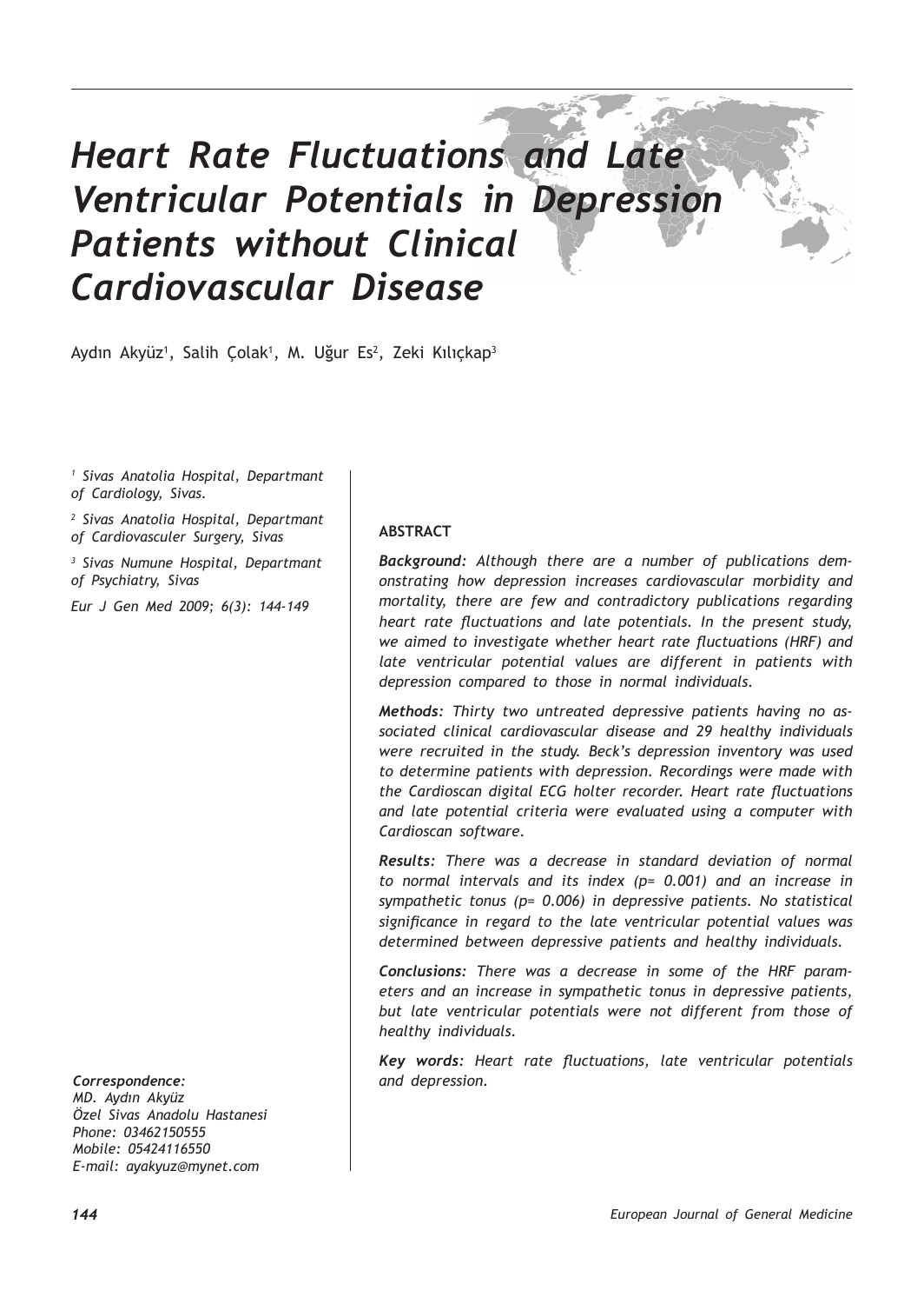# *Heart Rate Fluctuations and Late Ventricular Potentials in Depression Patients without Clinical Cardiovascular Disease*

Aydın Akyüz[1], Salih Çolak[1], M. Uğur Es[2], Zeki Kılıçkap[3]

*[1] Sivas Anatolia Hospital, Departmant of Cardiology, Sivas.*

*[2] Sivas Anatolia Hospital, Departmant of Cardiovasculer Surgery, Sivas*

*[3] Sivas Numune Hospital, Departmant of Psychiatry, Sivas*

*Eur J Gen Med 2009; 6(3): 144-149*

*Correspondence:*
*MD. Aydın Akyüz*
*Özel Sivas Anadolu Hastanesi*
*Phone: 03462150555*
*Mobile: 05424116550*
*E-mail: ayakyuz@mynet.com*

**ABSTRACT**

***Background:*** *Although there are a number of publications demonstrating how depression increases cardiovascular morbidity and mortality, there are few and contradictory publications regarding heart rate fluctuations and late potentials. In the present study, we aimed to investigate whether heart rate fluctuations (HRF) and late ventricular potential values are different in patients with depression compared to those in normal individuals.*

***Methods:*** *Thirty two untreated depressive patients having no associated clinical cardiovascular disease and 29 healthy individuals were recruited in the study. Beck's depression inventory was used to determine patients with depression. Recordings were made with the Cardioscan digital ECG holter recorder. Heart rate fluctuations and late potential criteria were evaluated using a computer with Cardioscan software.*

***Results:*** *There was a decrease in standard deviation of normal to normal intervals and its index (p= 0.001) and an increase in sympathetic tonus (p= 0.006) in depressive patients. No statistical significance in regard to the late ventricular potential values was determined between depressive patients and healthy individuals.*

***Conclusions:*** *There was a decrease in some of the HRF parameters and an increase in sympathetic tonus in depressive patients, but late ventricular potentials were not different from those of healthy individuals.*

***Key words:*** *Heart rate fluctuations, late ventricular potentials and depression.*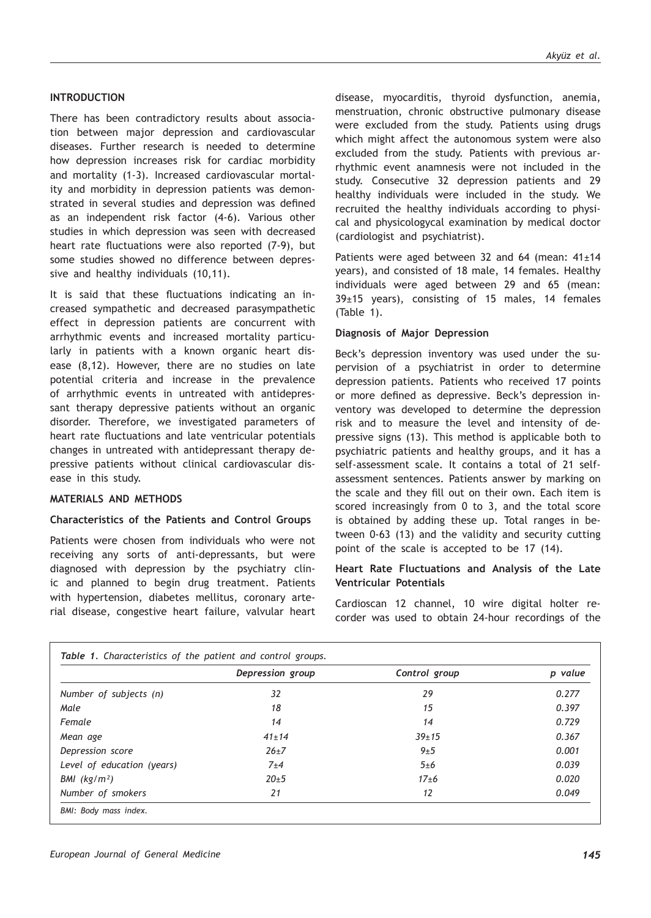## INTRODUCTION

There has been contradictory results about association between major depression and cardiovascular diseases. Further research is needed to determine how depression increases risk for cardiac morbidity and mortality (1-3). Increased cardiovascular mortality and morbidity in depression patients was demonstrated in several studies and depression was defined as an independent risk factor (4-6). Various other studies in which depression was seen with decreased heart rate fluctuations were also reported (7-9), but some studies showed no difference between depressive and healthy individuals (10,11).

It is said that these fluctuations indicating an increased sympathetic and decreased parasympathetic effect in depression patients are concurrent with arrhythmic events and increased mortality particularly in patients with a known organic heart disease (8,12). However, there are no studies on late potential criteria and increase in the prevalence of arrhythmic events in untreated with antidepressant therapy depressive patients without an organic disorder. Therefore, we investigated parameters of heart rate fluctuations and late ventricular potentials changes in untreated with antidepressant therapy depressive patients without clinical cardiovascular disease in this study.

## MATERIALS AND METHODS

### Characteristics of the Patients and Control Groups

Patients were chosen from individuals who were not receiving any sorts of anti-depressants, but were diagnosed with depression by the psychiatry clinic and planned to begin drug treatment. Patients with hypertension, diabetes mellitus, coronary arterial disease, congestive heart failure, valvular heart disease, myocarditis, thyroid dysfunction, anemia, menstruation, chronic obstructive pulmonary disease were excluded from the study. Patients using drugs which might affect the autonomous system were also excluded from the study. Patients with previous arrhythmic event anamnesis were not included in the study. Consecutive 32 depression patients and 29 healthy individuals were included in the study. We recruited the healthy individuals according to physical and physicologycal examination by medical doctor (cardiologist and psychiatrist).

Patients were aged between 32 and 64 (mean: 41±14 years), and consisted of 18 male, 14 females. Healthy individuals were aged between 29 and 65 (mean: 39±15 years), consisting of 15 males, 14 females (Table 1).

### Diagnosis of Major Depression

Beck's depression inventory was used under the supervision of a psychiatrist in order to determine depression patients. Patients who received 17 points or more defined as depressive. Beck's depression inventory was developed to determine the depression risk and to measure the level and intensity of depressive signs (13). This method is applicable both to psychiatric patients and healthy groups, and it has a self-assessment scale. It contains a total of 21 self-assessment sentences. Patients answer by marking on the scale and they fill out on their own. Each item is scored increasingly from 0 to 3, and the total score is obtained by adding these up. Total ranges in between 0-63 (13) and the validity and security cutting point of the scale is accepted to be 17 (14).

### Heart Rate Fluctuations and Analysis of the Late Ventricular Potentials

Cardioscan 12 channel, 10 wire digital holter recorder was used to obtain 24-hour recordings of the

*Table 1. Characteristics of the patient and control groups.*

| | Depression group | Control group | p value |
|---|---|---|---|
| Number of subjects (n) | 32 | 29 | 0.277 |
| Male | 18 | 15 | 0.397 |
| Female | 14 | 14 | 0.729 |
| Mean age | 41±14 | 39±15 | 0.367 |
| Depression score | 26±7 | 9±5 | 0.001 |
| Level of education (years) | 7±4 | 5±6 | 0.039 |
| BMI (kg/m²) | 20±5 | 17±6 | 0.020 |
| Number of smokers | 21 | 12 | 0.049 |

BMI: Body mass index.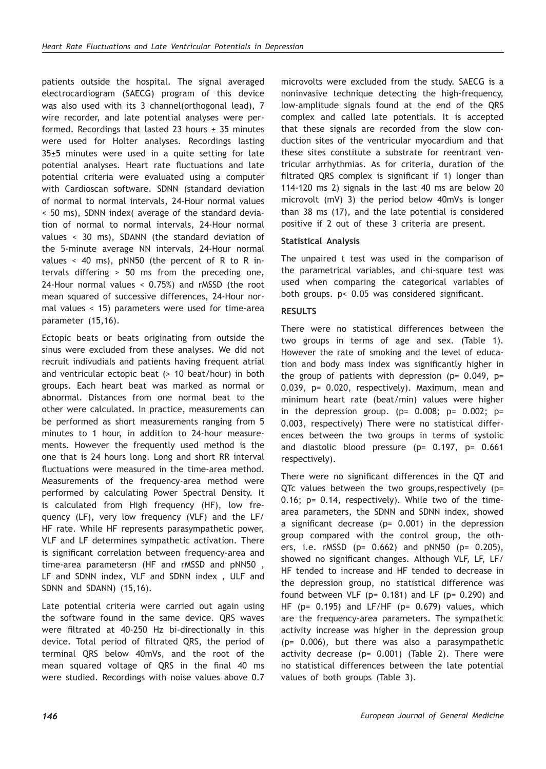patients outside the hospital. The signal averaged electrocardiogram (SAECG) program of this device was also used with its 3 channel(orthogonal lead), 7 wire recorder, and late potential analyses were performed. Recordings that lasted 23 hours ± 35 minutes were used for Holter analyses. Recordings lasting 35±5 minutes were used in a quite setting for late potential analyses. Heart rate fluctuations and late potential criteria were evaluated using a computer with Cardioscan software. SDNN (standard deviation of normal to normal intervals, 24-Hour normal values < 50 ms), SDNN index( average of the standard deviation of normal to normal intervals, 24-Hour normal values < 30 ms), SDANN (the standard deviation of the 5-minute average NN intervals, 24-Hour normal values < 40 ms), pNN50 (the percent of R to R intervals differing > 50 ms from the preceding one, 24-Hour normal values < 0.75%) and rMSSD (the root mean squared of successive differences, 24-Hour normal values < 15) parameters were used for time-area parameter (15,16).

Ectopic beats or beats originating from outside the sinus were excluded from these analyses. We did not recruit indivudials and patients having frequent atrial and ventricular ectopic beat (> 10 beat/hour) in both groups. Each heart beat was marked as normal or abnormal. Distances from one normal beat to the other were calculated. In practice, measurements can be performed as short measurements ranging from 5 minutes to 1 hour, in addition to 24-hour measurements. However the frequently used method is the one that is 24 hours long. Long and short RR interval fluctuations were measured in the time-area method. Measurements of the frequency-area method were performed by calculating Power Spectral Density. It is calculated from High frequency (HF), low frequency (LF), very low frequency (VLF) and the LF/HF rate. While HF represents parasympathetic power, VLF and LF determines sympathetic activation. There is significant correlation between frequency-area and time-area parametersn (HF and rMSSD and pNN50 , LF and SDNN index, VLF and SDNN index , ULF and SDNN and SDANN) (15,16).

Late potential criteria were carried out again using the software found in the same device. QRS waves were filtrated at 40-250 Hz bi-directionally in this device. Total period of filtrated QRS, the period of terminal QRS below 40mVs, and the root of the mean squared voltage of QRS in the final 40 ms were studied. Recordings with noise values above 0.7 microvolts were excluded from the study. SAECG is a noninvasive technique detecting the high-frequency, low-amplitude signals found at the end of the QRS complex and called late potentials. It is accepted that these signals are recorded from the slow conduction sites of the ventricular myocardium and that these sites constitute a substrate for reentrant ventricular arrhythmias. As for criteria, duration of the filtrated QRS complex is significant if 1) longer than 114-120 ms 2) signals in the last 40 ms are below 20 microvolt (mV) 3) the period below 40mVs is longer than 38 ms (17), and the late potential is considered positive if 2 out of these 3 criteria are present.

**Statistical Analysis**

The unpaired t test was used in the comparison of the parametrical variables, and chi-square test was used when comparing the categorical variables of both groups. p< 0.05 was considered significant.

**RESULTS**

There were no statistical differences between the two groups in terms of age and sex. (Table 1). However the rate of smoking and the level of education and body mass index was significantly higher in the group of patients with depression (p= 0.049, p= 0.039, p= 0.020, respectively). Maximum, mean and minimum heart rate (beat/min) values were higher in the depression group. (p= 0.008; p= 0.002; p= 0.003, respectively) There were no statistical differences between the two groups in terms of systolic and diastolic blood pressure (p= 0.197, p= 0.661 respectively).

There were no significant differences in the QT and QTc values between the two groups,respectively (p= 0.16; p= 0.14, respectively). While two of the time-area parameters, the SDNN and SDNN index, showed a significant decrease (p= 0.001) in the depression group compared with the control group, the others, i.e. rMSSD (p= 0.662) and pNN50 (p= 0.205), showed no significant changes. Although VLF, LF, LF/HF tended to increase and HF tended to decrease in the depression group, no statistical difference was found between VLF (p= 0.181) and LF (p= 0.290) and HF (p= 0.195) and LF/HF (p= 0.679) values, which are the frequency-area parameters. The sympathetic activity increase was higher in the depression group (p= 0.006), but there was also a parasympathetic activity decrease (p= 0.001) (Table 2). There were no statistical differences between the late potential values of both groups (Table 3).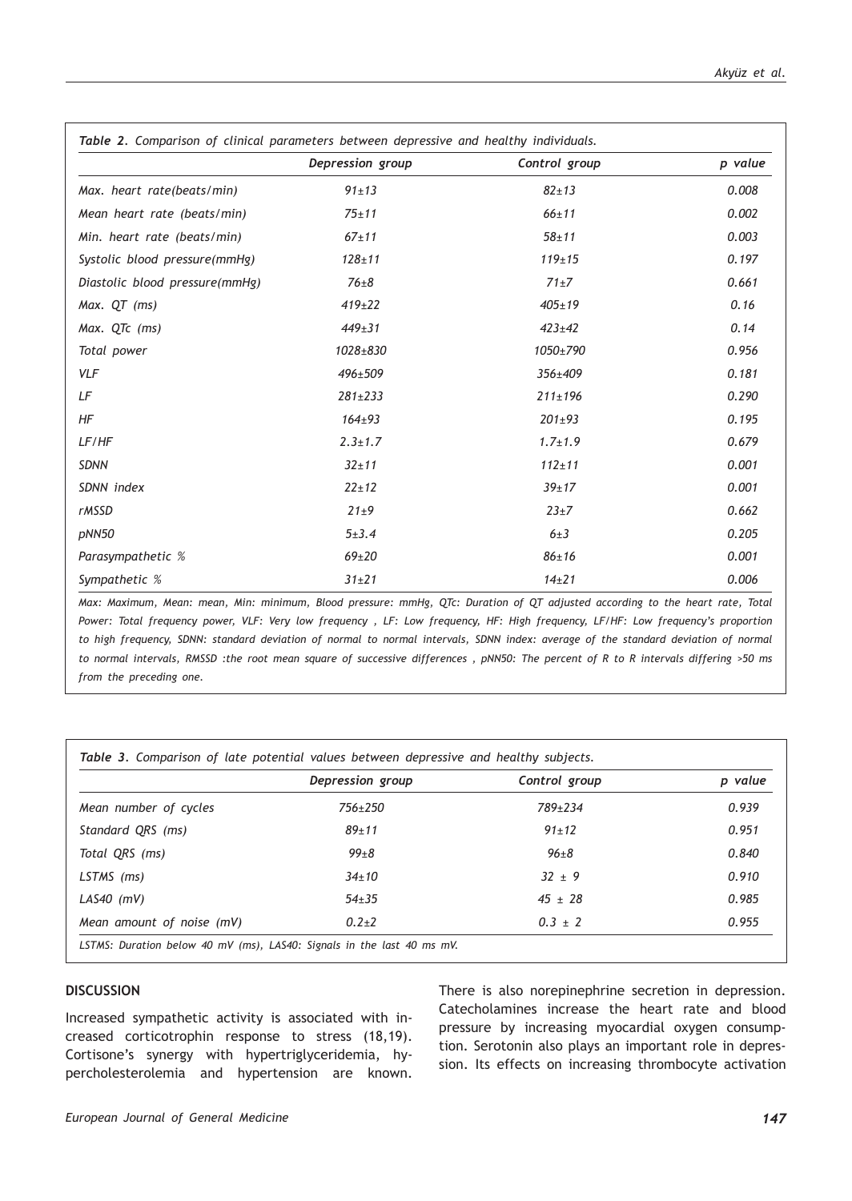*Table 2. Comparison of clinical parameters between depressive and healthy individuals.*

| | Depression group | Control group | p value |
|---|---|---|---|
| Max. heart rate(beats/min) | 91±13 | 82±13 | 0.008 |
| Mean heart rate (beats/min) | 75±11 | 66±11 | 0.002 |
| Min. heart rate (beats/min) | 67±11 | 58±11 | 0.003 |
| Systolic blood pressure(mmHg) | 128±11 | 119±15 | 0.197 |
| Diastolic blood pressure(mmHg) | 76±8 | 71±7 | 0.661 |
| Max. QT (ms) | 419±22 | 405±19 | 0.16 |
| Max. QTc (ms) | 449±31 | 423±42 | 0.14 |
| Total power | 1028±830 | 1050±790 | 0.956 |
| VLF | 496±509 | 356±409 | 0.181 |
| LF | 281±233 | 211±196 | 0.290 |
| HF | 164±93 | 201±93 | 0.195 |
| LF/HF | 2.3±1.7 | 1.7±1.9 | 0.679 |
| SDNN | 32±11 | 112±11 | 0.001 |
| SDNN index | 22±12 | 39±17 | 0.001 |
| rMSSD | 21±9 | 23±7 | 0.662 |
| pNN50 | 5±3.4 | 6±3 | 0.205 |
| Parasympathetic % | 69±20 | 86±16 | 0.001 |
| Sympathetic % | 31±21 | 14±21 | 0.006 |

*Max: Maximum, Mean: mean, Min: minimum, Blood pressure: mmHg, QTc: Duration of QT adjusted according to the heart rate, Total Power: Total frequency power, VLF: Very low frequency , LF: Low frequency, HF: High frequency, LF/HF: Low frequency's proportion to high frequency, SDNN: standard deviation of normal to normal intervals, SDNN index: average of the standard deviation of normal to normal intervals, RMSSD :the root mean square of successive differences , pNN50: The percent of R to R intervals differing >50 ms from the preceding one.*

*Table 3. Comparison of late potential values between depressive and healthy subjects.*

| | Depression group | Control group | p value |
|---|---|---|---|
| Mean number of cycles | 756±250 | 789±234 | 0.939 |
| Standard QRS (ms) | 89±11 | 91±12 | 0.951 |
| Total QRS (ms) | 99±8 | 96±8 | 0.840 |
| LSTMS (ms) | 34±10 | 32 ± 9 | 0.910 |
| LAS40 (mV) | 54±35 | 45 ± 28 | 0.985 |
| Mean amount of noise (mV) | 0.2±2 | 0.3 ± 2 | 0.955 |

*LSTMS: Duration below 40 mV (ms), LAS40: Signals in the last 40 ms mV.*

## DISCUSSION

Increased sympathetic activity is associated with increased corticotrophin response to stress (18,19). Cortisone's synergy with hypertriglyceridemia, hypercholesterolemia and hypertension are known. There is also norepinephrine secretion in depression. Catecholamines increase the heart rate and blood pressure by increasing myocardial oxygen consumption. Serotonin also plays an important role in depression. Its effects on increasing thrombocyte activation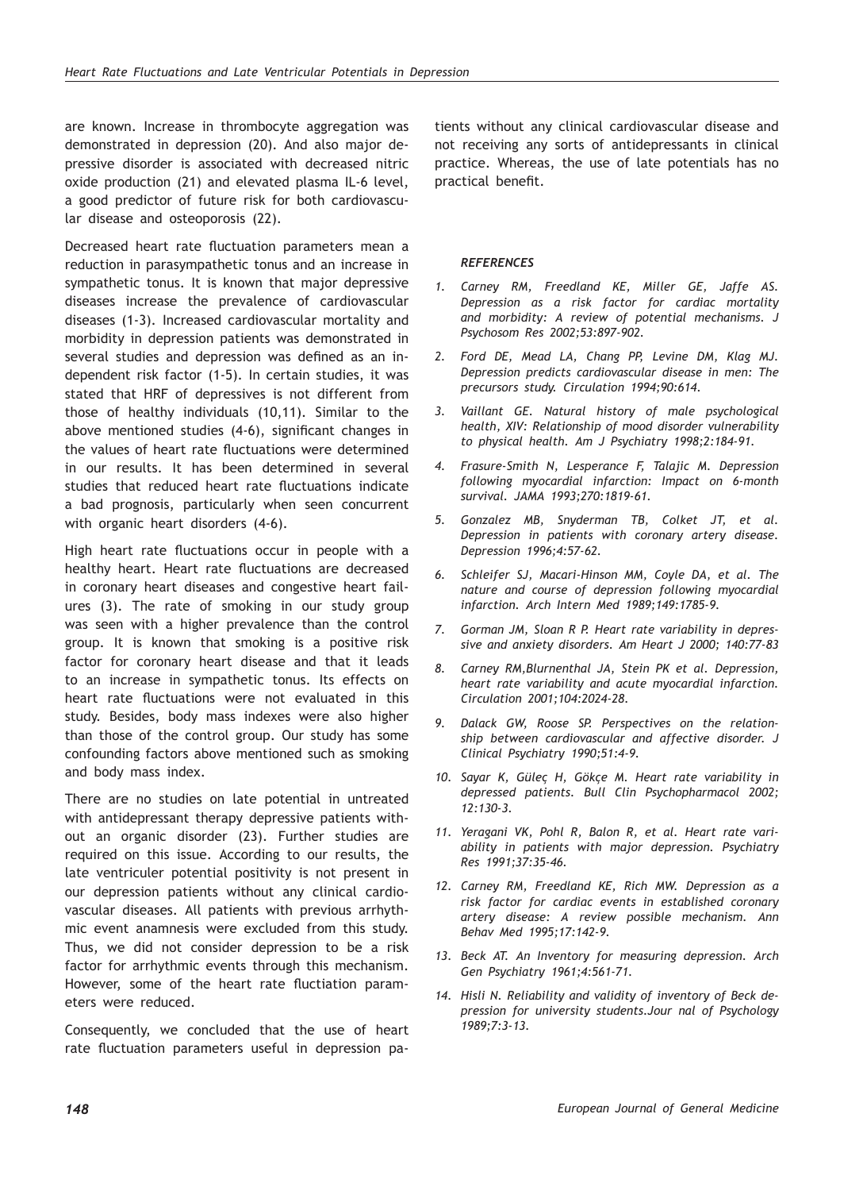are known. Increase in thrombocyte aggregation was demonstrated in depression (20). And also major depressive disorder is associated with decreased nitric oxide production (21) and elevated plasma IL-6 level, a good predictor of future risk for both cardiovascular disease and osteoporosis (22).

Decreased heart rate fluctuation parameters mean a reduction in parasympathetic tonus and an increase in sympathetic tonus. It is known that major depressive diseases increase the prevalence of cardiovascular diseases (1-3). Increased cardiovascular mortality and morbidity in depression patients was demonstrated in several studies and depression was defined as an independent risk factor (1-5). In certain studies, it was stated that HRF of depressives is not different from those of healthy individuals (10,11). Similar to the above mentioned studies (4-6), significant changes in the values of heart rate fluctuations were determined in our results. It has been determined in several studies that reduced heart rate fluctuations indicate a bad prognosis, particularly when seen concurrent with organic heart disorders (4-6).

High heart rate fluctuations occur in people with a healthy heart. Heart rate fluctuations are decreased in coronary heart diseases and congestive heart failures (3). The rate of smoking in our study group was seen with a higher prevalence than the control group. It is known that smoking is a positive risk factor for coronary heart disease and that it leads to an increase in sympathetic tonus. Its effects on heart rate fluctuations were not evaluated in this study. Besides, body mass indexes were also higher than those of the control group. Our study has some confounding factors above mentioned such as smoking and body mass index.

There are no studies on late potential in untreated with antidepressant therapy depressive patients without an organic disorder (23). Further studies are required on this issue. According to our results, the late ventriculer potential positivity is not present in our depression patients without any clinical cardiovascular diseases. All patients with previous arrhythmic event anamnesis were excluded from this study. Thus, we did not consider depression to be a risk factor for arrhythmic events through this mechanism. However, some of the heart rate fluctiation parameters were reduced.

Consequently, we concluded that the use of heart rate fluctuation parameters useful in depression patients without any clinical cardiovascular disease and not receiving any sorts of antidepressants in clinical practice. Whereas, the use of late potentials has no practical benefit.

## REFERENCES

1. Carney RM, Freedland KE, Miller GE, Jaffe AS. Depression as a risk factor for cardiac mortality and morbidity: A review of potential mechanisms. J Psychosom Res 2002;53:897-902.
2. Ford DE, Mead LA, Chang PP, Levine DM, Klag MJ. Depression predicts cardiovascular disease in men: The precursors study. Circulation 1994;90:614.
3. Vaillant GE. Natural history of male psychological health, XIV: Relationship of mood disorder vulnerability to physical health. Am J Psychiatry 1998;2:184-91.
4. Frasure-Smith N, Lesperance F, Talajic M. Depression following myocardial infarction: Impact on 6-month survival. JAMA 1993;270:1819-61.
5. Gonzalez MB, Snyderman TB, Colket JT, et al. Depression in patients with coronary artery disease. Depression 1996;4:57-62.
6. Schleifer SJ, Macari-Hinson MM, Coyle DA, et al. The nature and course of depression following myocardial infarction. Arch Intern Med 1989;149:1785-9.
7. Gorman JM, Sloan R P. Heart rate variability in depressive and anxiety disorders. Am Heart J 2000; 140:77-83
8. Carney RM,Blurnenthal JA, Stein PK et al. Depression, heart rate variability and acute myocardial infarction. Circulation 2001;104:2024-28.
9. Dalack GW, Roose SP. Perspectives on the relationship between cardiovascular and affective disorder. J Clinical Psychiatry 1990;51:4-9.
10. Sayar K, Güleç H, Gökçe M. Heart rate variability in depressed patients. Bull Clin Psychopharmacol 2002; 12:130-3.
11. Yeragani VK, Pohl R, Balon R, et al. Heart rate variability in patients with major depression. Psychiatry Res 1991;37:35-46.
12. Carney RM, Freedland KE, Rich MW. Depression as a risk factor for cardiac events in established coronary artery disease: A review possible mechanism. Ann Behav Med 1995;17:142-9.
13. Beck AT. An Inventory for measuring depression. Arch Gen Psychiatry 1961;4:561-71.
14. Hisli N. Reliability and validity of inventory of Beck depression for university students.Jour nal of Psychology 1989;7:3-13.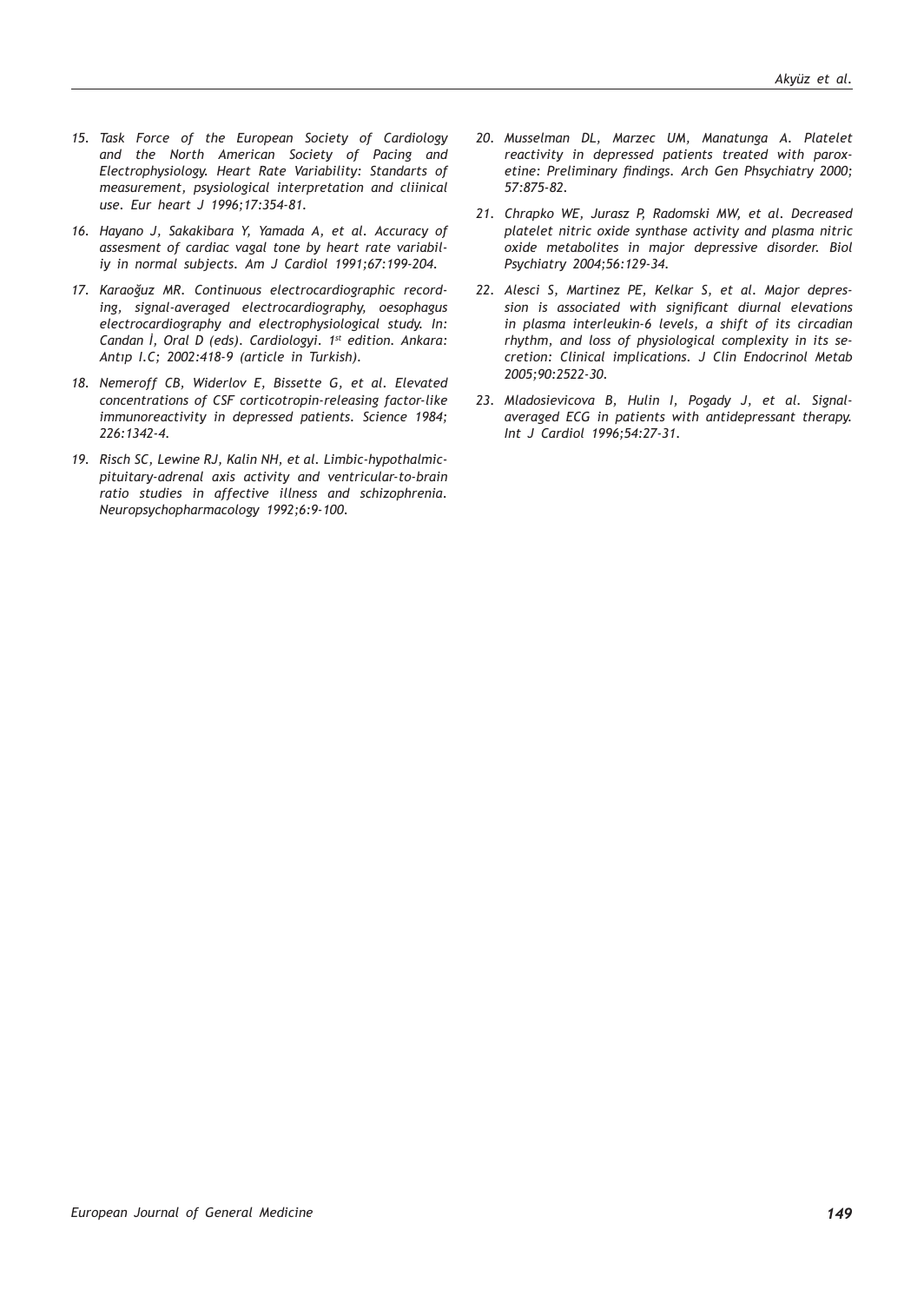15. Task Force of the European Society of Cardiology and the North American Society of Pacing and Electrophysiology. Heart Rate Variability: Standarts of measurement, psysiological interpretation and cliinical use. Eur heart J 1996;17:354-81.
16. Hayano J, Sakakibara Y, Yamada A, et al. Accuracy of assesment of cardiac vagal tone by heart rate variabiliy in normal subjects. Am J Cardiol 1991;67:199-204.
17. Karaoğuz MR. Continuous electrocardiographic recording, signal-averaged electrocardiography, oesophagus electrocardiography and electrophysiological study. In: Candan İ, Oral D (eds). Cardiologyi. 1st edition. Ankara: Antıp I.C; 2002:418-9 (article in Turkish).
18. Nemeroff CB, Widerlov E, Bissette G, et al. Elevated concentrations of CSF corticotropin-releasing factor-like immunoreactivity in depressed patients. Science 1984; 226:1342-4.
19. Risch SC, Lewine RJ, Kalin NH, et al. Limbic-hypothalmic-pituitary-adrenal axis activity and ventricular-to-brain ratio studies in affective illness and schizophrenia. Neuropsychopharmacology 1992;6:9-100.
20. Musselman DL, Marzec UM, Manatunga A. Platelet reactivity in depressed patients treated with paroxetine: Preliminary findings. Arch Gen Phsychiatry 2000; 57:875-82.
21. Chrapko WE, Jurasz P, Radomski MW, et al. Decreased platelet nitric oxide synthase activity and plasma nitric oxide metabolites in major depressive disorder. Biol Psychiatry 2004;56:129-34.
22. Alesci S, Martinez PE, Kelkar S, et al. Major depression is associated with significant diurnal elevations in plasma interleukin-6 levels, a shift of its circadian rhythm, and loss of physiological complexity in its secretion: Clinical implications. J Clin Endocrinol Metab 2005;90:2522-30.
23. Mladosievicova B, Hulin I, Pogady J, et al. Signal-averaged ECG in patients with antidepressant therapy. Int J Cardiol 1996;54:27-31.